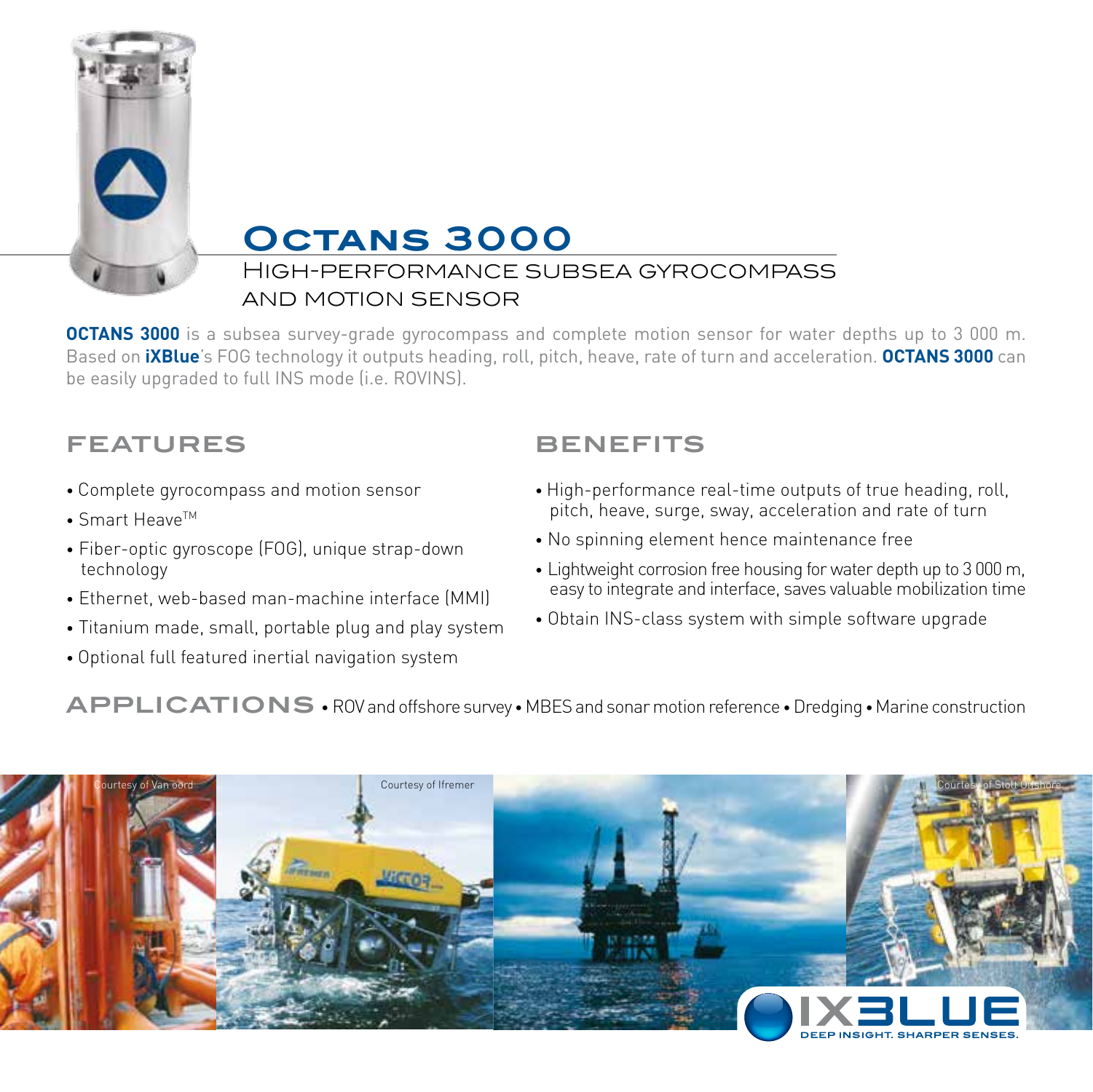# Octans 3000

## High-performance subsea gyrocompass and motion sensor

**OCTANS 3000** is a subsea survey-grade gyrocompass and complete motion sensor for water depths up to 3 000 m. Based on **iXBlue**'s FOG technology it outputs heading, roll, pitch, heave, rate of turn and acceleration. **OCTANS 3000** can be easily upgraded to full INS mode (i.e. ROVINS).

## Features

- Complete gyrocompass and motion sensor
- Smart Heave™
- Fiber-optic gyroscope (FOG), unique strap-down technology
- Ethernet, web-based man-machine interface (MMI)
- Titanium made, small, portable plug and play system
- Optional full featured inertial navigation system

## Benefits

- High-performance real-time outputs of true heading, roll, pitch, heave, surge, sway, acceleration and rate of turn
- No spinning element hence maintenance free
- Lightweight corrosion free housing for water depth up to 3 000 m, easy to integrate and interface, saves valuable mobilization time
- Obtain INS-class system with simple software upgrade

## Applications

• ROV and offshore survey • MBES and sonar motion reference • Dredging • Marine construction

Courtesy of Van oord

Courtesy of Ifremer

Courtesy of Stolt Offshore

IXBLUE — DEEP INSIGHT. SHARPER SENSES.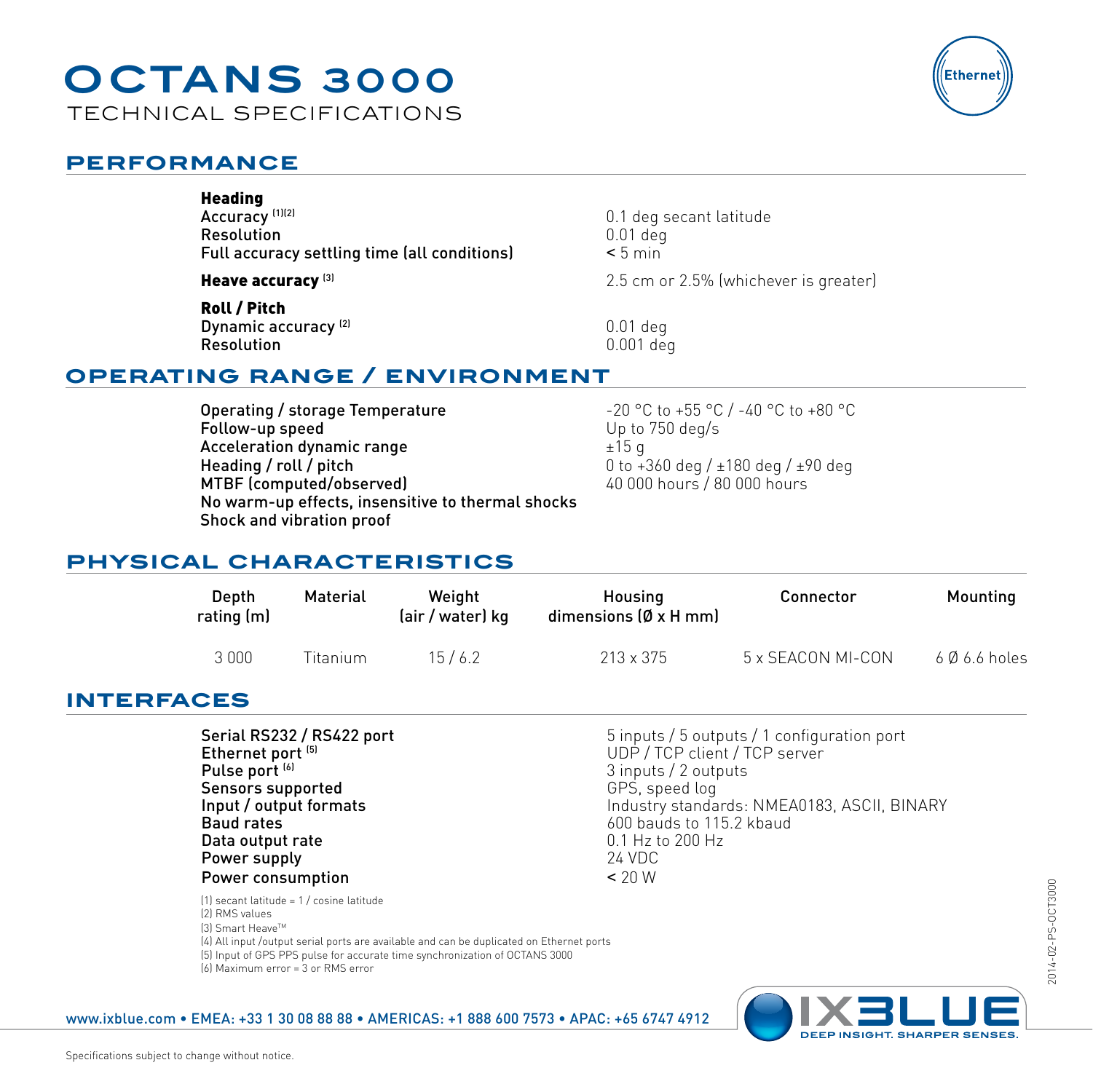# OCTANS 3000

TECHNICAL SPECIFICATIONS

Ethernet

## PERFORMANCE

| | |
|---|---|
| **Heading** | |
| Accuracy [1][2] | 0.1 deg secant latitude |
| Resolution | 0.01 deg |
| Full accuracy settling time (all conditions) | < 5 min |
| **Heave accuracy** [3] | 2.5 cm or 2.5% (whichever is greater) |
| **Roll / Pitch** | |
| Dynamic accuracy [2] | 0.01 deg |
| Resolution | 0.001 deg |

## OPERATING RANGE / ENVIRONMENT

| | |
|---|---|
| Operating / storage Temperature | -20 °C to +55 °C / -40 °C to +80 °C |
| Follow-up speed | Up to 750 deg/s |
| Acceleration dynamic range | ±15 g |
| Heading / roll / pitch | 0 to +360 deg / ±180 deg / ±90 deg |
| MTBF (computed/observed) | 40 000 hours / 80 000 hours |
| No warm-up effects, insensitive to thermal shocks | |
| Shock and vibration proof | |

## PHYSICAL CHARACTERISTICS

| Depth rating (m) | Material | Weight (air / water) kg | Housing dimensions (Ø x H mm) | Connector | Mounting |
|---|---|---|---|---|---|
| 3 000 | Titanium | 15 / 6.2 | 213 x 375 | 5 x SEACON MI-CON | 6 Ø 6.6 holes |

## INTERFACES

| | |
|---|---|
| Serial RS232 / RS422 port | 5 inputs / 5 outputs / 1 configuration port |
| Ethernet port [5] | UDP / TCP client / TCP server |
| Pulse port [6] | 3 inputs / 2 outputs |
| Sensors supported | GPS, speed log |
| Input / output formats | Industry standards: NMEA0183, ASCII, BINARY |
| Baud rates | 600 bauds to 115.2 kbaud |
| Data output rate | 0.1 Hz to 200 Hz |
| Power supply | 24 VDC |
| Power consumption | < 20 W |

(1) secant latitude = 1 / cosine latitude
(2) RMS values
(3) Smart Heave™
(4) All input /output serial ports are available and can be duplicated on Ethernet ports
(5) Input of GPS PPS pulse for accurate time synchronization of OCTANS 3000
(6) Maximum error = 3 or RMS error

2014-02-PS-OCT3000

www.ixblue.com • EMEA: +33 1 30 08 88 88 • AMERICAS: +1 888 600 7573 • APAC: +65 6747 4912

IXBLUE DEEP INSIGHT. SHARPER SENSES.

Specifications subject to change without notice.